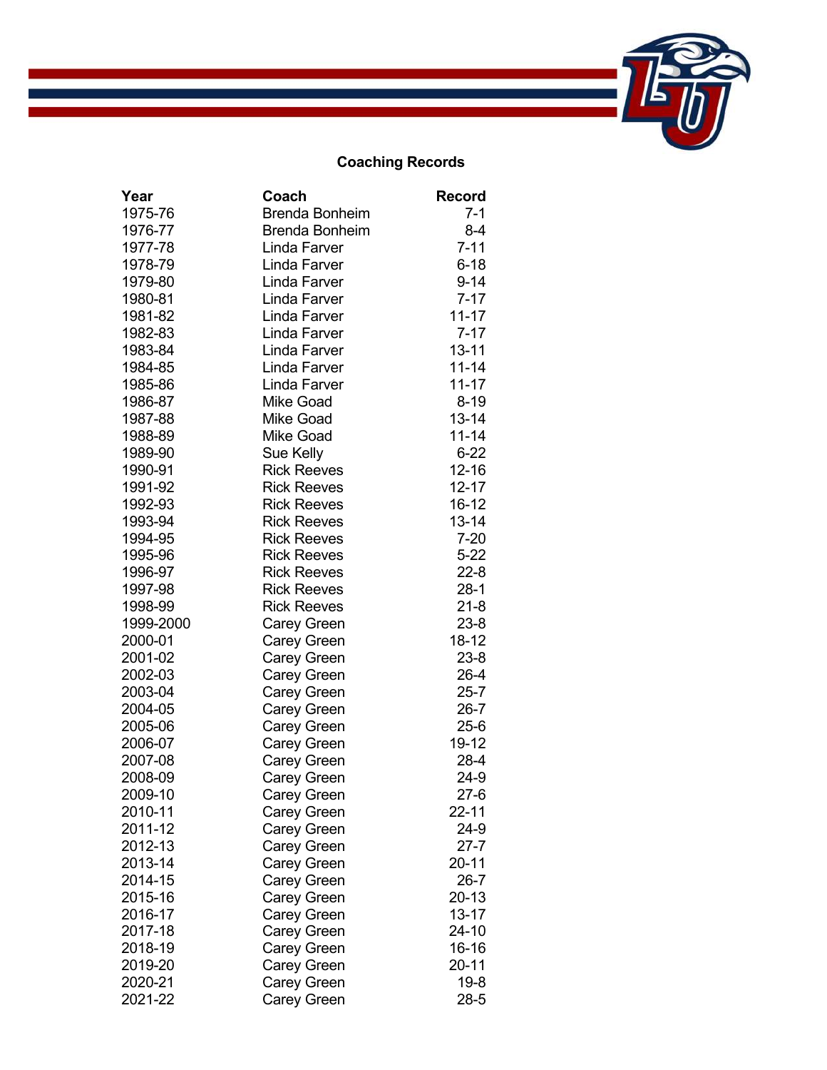## Coaching Records

| Year | Coach | Record |
|---|---|---|
| 1975-76 | Brenda Bonheim | 7-1 |
| 1976-77 | Brenda Bonheim | 8-4 |
| 1977-78 | Linda Farver | 7-11 |
| 1978-79 | Linda Farver | 6-18 |
| 1979-80 | Linda Farver | 9-14 |
| 1980-81 | Linda Farver | 7-17 |
| 1981-82 | Linda Farver | 11-17 |
| 1982-83 | Linda Farver | 7-17 |
| 1983-84 | Linda Farver | 13-11 |
| 1984-85 | Linda Farver | 11-14 |
| 1985-86 | Linda Farver | 11-17 |
| 1986-87 | Mike Goad | 8-19 |
| 1987-88 | Mike Goad | 13-14 |
| 1988-89 | Mike Goad | 11-14 |
| 1989-90 | Sue Kelly | 6-22 |
| 1990-91 | Rick Reeves | 12-16 |
| 1991-92 | Rick Reeves | 12-17 |
| 1992-93 | Rick Reeves | 16-12 |
| 1993-94 | Rick Reeves | 13-14 |
| 1994-95 | Rick Reeves | 7-20 |
| 1995-96 | Rick Reeves | 5-22 |
| 1996-97 | Rick Reeves | 22-8 |
| 1997-98 | Rick Reeves | 28-1 |
| 1998-99 | Rick Reeves | 21-8 |
| 1999-2000 | Carey Green | 23-8 |
| 2000-01 | Carey Green | 18-12 |
| 2001-02 | Carey Green | 23-8 |
| 2002-03 | Carey Green | 26-4 |
| 2003-04 | Carey Green | 25-7 |
| 2004-05 | Carey Green | 26-7 |
| 2005-06 | Carey Green | 25-6 |
| 2006-07 | Carey Green | 19-12 |
| 2007-08 | Carey Green | 28-4 |
| 2008-09 | Carey Green | 24-9 |
| 2009-10 | Carey Green | 27-6 |
| 2010-11 | Carey Green | 22-11 |
| 2011-12 | Carey Green | 24-9 |
| 2012-13 | Carey Green | 27-7 |
| 2013-14 | Carey Green | 20-11 |
| 2014-15 | Carey Green | 26-7 |
| 2015-16 | Carey Green | 20-13 |
| 2016-17 | Carey Green | 13-17 |
| 2017-18 | Carey Green | 24-10 |
| 2018-19 | Carey Green | 16-16 |
| 2019-20 | Carey Green | 20-11 |
| 2020-21 | Carey Green | 19-8 |
| 2021-22 | Carey Green | 28-5 |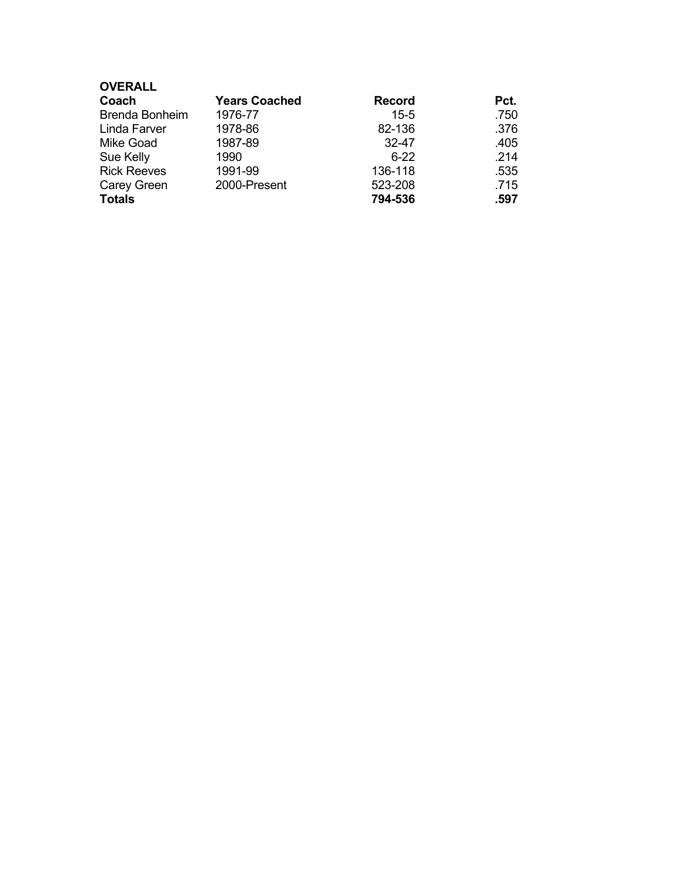**OVERALL**

| Coach | Years Coached | Record | Pct. |
|---|---|---|---|
| Brenda Bonheim | 1976-77 | 15-5 | .750 |
| Linda Farver | 1978-86 | 82-136 | .376 |
| Mike Goad | 1987-89 | 32-47 | .405 |
| Sue Kelly | 1990 | 6-22 | .214 |
| Rick Reeves | 1991-99 | 136-118 | .535 |
| Carey Green | 2000-Present | 523-208 | .715 |
| **Totals** | | **794-536** | **.597** |